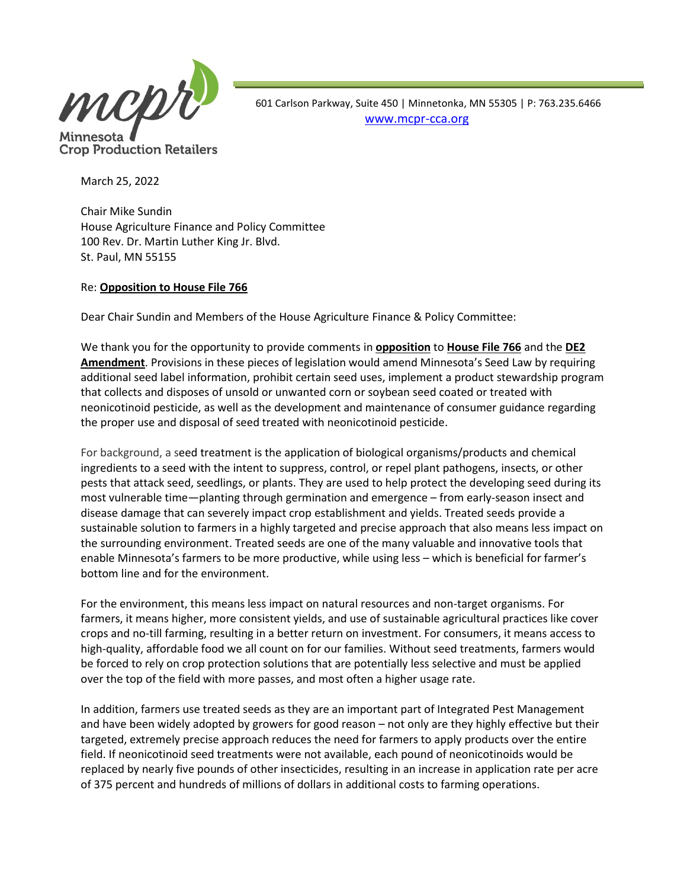Minnesota Crop Production Retailers

601 Carlson Parkway, Suite 450 | Minnetonka, MN 55305 | P: 763.235.6466
www.mcpr-cca.org

March 25, 2022

Chair Mike Sundin
House Agriculture Finance and Policy Committee
100 Rev. Dr. Martin Luther King Jr. Blvd.
St. Paul, MN 55155

Re: **Opposition to House File 766**

Dear Chair Sundin and Members of the House Agriculture Finance & Policy Committee:

We thank you for the opportunity to provide comments in **opposition** to **House File 766** and the **DE2 Amendment**. Provisions in these pieces of legislation would amend Minnesota's Seed Law by requiring additional seed label information, prohibit certain seed uses, implement a product stewardship program that collects and disposes of unsold or unwanted corn or soybean seed coated or treated with neonicotinoid pesticide, as well as the development and maintenance of consumer guidance regarding the proper use and disposal of seed treated with neonicotinoid pesticide.

For background, a seed treatment is the application of biological organisms/products and chemical ingredients to a seed with the intent to suppress, control, or repel plant pathogens, insects, or other pests that attack seed, seedlings, or plants. They are used to help protect the developing seed during its most vulnerable time—planting through germination and emergence – from early-season insect and disease damage that can severely impact crop establishment and yields. Treated seeds provide a sustainable solution to farmers in a highly targeted and precise approach that also means less impact on the surrounding environment. Treated seeds are one of the many valuable and innovative tools that enable Minnesota's farmers to be more productive, while using less – which is beneficial for farmer's bottom line and for the environment.

For the environment, this means less impact on natural resources and non-target organisms. For farmers, it means higher, more consistent yields, and use of sustainable agricultural practices like cover crops and no-till farming, resulting in a better return on investment. For consumers, it means access to high-quality, affordable food we all count on for our families. Without seed treatments, farmers would be forced to rely on crop protection solutions that are potentially less selective and must be applied over the top of the field with more passes, and most often a higher usage rate.

In addition, farmers use treated seeds as they are an important part of Integrated Pest Management and have been widely adopted by growers for good reason – not only are they highly effective but their targeted, extremely precise approach reduces the need for farmers to apply products over the entire field. If neonicotinoid seed treatments were not available, each pound of neonicotinoids would be replaced by nearly five pounds of other insecticides, resulting in an increase in application rate per acre of 375 percent and hundreds of millions of dollars in additional costs to farming operations.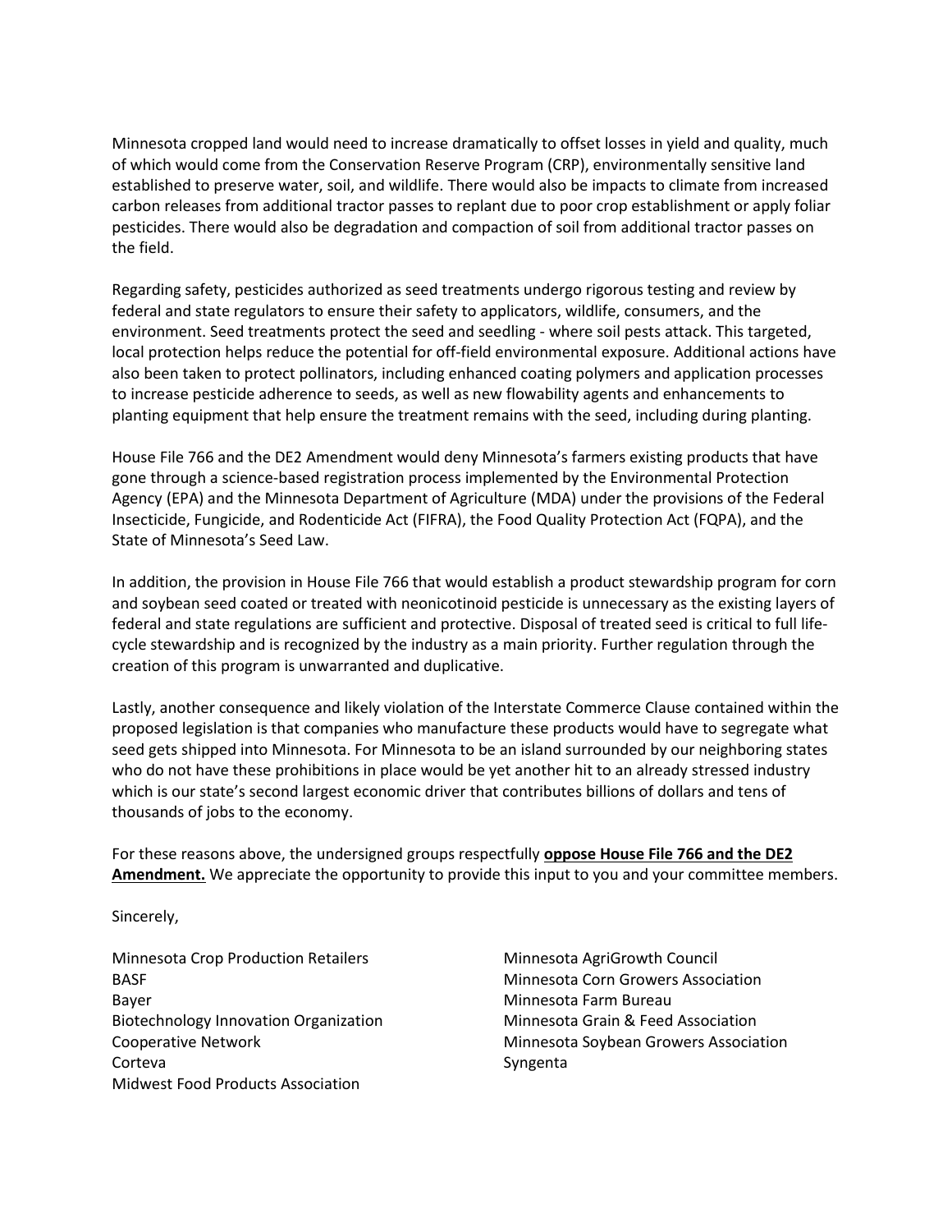Minnesota cropped land would need to increase dramatically to offset losses in yield and quality, much of which would come from the Conservation Reserve Program (CRP), environmentally sensitive land established to preserve water, soil, and wildlife. There would also be impacts to climate from increased carbon releases from additional tractor passes to replant due to poor crop establishment or apply foliar pesticides. There would also be degradation and compaction of soil from additional tractor passes on the field.

Regarding safety, pesticides authorized as seed treatments undergo rigorous testing and review by federal and state regulators to ensure their safety to applicators, wildlife, consumers, and the environment. Seed treatments protect the seed and seedling - where soil pests attack. This targeted, local protection helps reduce the potential for off-field environmental exposure. Additional actions have also been taken to protect pollinators, including enhanced coating polymers and application processes to increase pesticide adherence to seeds, as well as new flowability agents and enhancements to planting equipment that help ensure the treatment remains with the seed, including during planting.

House File 766 and the DE2 Amendment would deny Minnesota's farmers existing products that have gone through a science-based registration process implemented by the Environmental Protection Agency (EPA) and the Minnesota Department of Agriculture (MDA) under the provisions of the Federal Insecticide, Fungicide, and Rodenticide Act (FIFRA), the Food Quality Protection Act (FQPA), and the State of Minnesota's Seed Law.

In addition, the provision in House File 766 that would establish a product stewardship program for corn and soybean seed coated or treated with neonicotinoid pesticide is unnecessary as the existing layers of federal and state regulations are sufficient and protective. Disposal of treated seed is critical to full life-cycle stewardship and is recognized by the industry as a main priority. Further regulation through the creation of this program is unwarranted and duplicative.

Lastly, another consequence and likely violation of the Interstate Commerce Clause contained within the proposed legislation is that companies who manufacture these products would have to segregate what seed gets shipped into Minnesota. For Minnesota to be an island surrounded by our neighboring states who do not have these prohibitions in place would be yet another hit to an already stressed industry which is our state's second largest economic driver that contributes billions of dollars and tens of thousands of jobs to the economy.

For these reasons above, the undersigned groups respectfully **oppose House File 766 and the DE2 Amendment.** We appreciate the opportunity to provide this input to you and your committee members.

Sincerely,

Minnesota Crop Production Retailers
BASF
Bayer
Biotechnology Innovation Organization
Cooperative Network
Corteva
Midwest Food Products Association
Minnesota AgriGrowth Council
Minnesota Corn Growers Association
Minnesota Farm Bureau
Minnesota Grain & Feed Association
Minnesota Soybean Growers Association
Syngenta